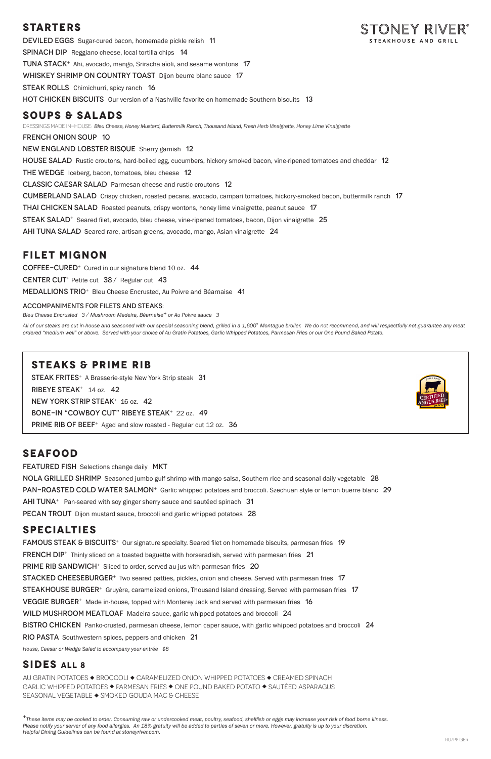STONEY RIVER®
STEAKHOUSE AND GRILL

## STARTERS

**DEVILED EGGS** Sugar-cured bacon, homemade pickle relish 11

**SPINACH DIP** Reggiano cheese, local tortilla chips 14

**TUNA STACK+** Ahi, avocado, mango, Sriracha aïoli, and sesame wontons 17

**WHISKEY SHRIMP ON COUNTRY TOAST** Dijon beurre blanc sauce 17

**STEAK ROLLS** Chimichurri, spicy ranch 16

**HOT CHICKEN BISCUITS** Our version of a Nashville favorite on homemade Southern biscuits 13

## SOUPS & SALADS

DRESSINGS MADE IN-HOUSE: *Bleu Cheese, Honey Mustard, Buttermilk Ranch, Thousand Island, Fresh Herb Vinaigrette, Honey Lime Vinaigrette*

**FRENCH ONION SOUP** 10

**NEW ENGLAND LOBSTER BISQUE** Sherry garnish 12

**HOUSE SALAD** Rustic croutons, hard-boiled egg, cucumbers, hickory smoked bacon, vine-ripened tomatoes and cheddar 12

**THE WEDGE** Iceberg, bacon, tomatoes, bleu cheese 12

**CLASSIC CAESAR SALAD** Parmesan cheese and rustic croutons 12

**CUMBERLAND SALAD** Crispy chicken, roasted pecans, avocado, campari tomatoes, hickory-smoked bacon, buttermilk ranch 17

**THAI CHICKEN SALAD** Roasted peanuts, crispy wontons, honey lime vinaigrette, peanut sauce 17

**STEAK SALAD+** Seared filet, avocado, bleu cheese, vine-ripened tomatoes, bacon, Dijon vinaigrette 25

**AHI TUNA SALAD** Seared rare, artisan greens, avocado, mango, Asian vinaigrette 24

## FILET MIGNON

**COFFEE-CURED+** Cured in our signature blend 10 oz. 44

**CENTER CUT+** Petite cut 38 / Regular cut 43

**MEDALLIONS TRIO+** Bleu Cheese Encrusted, Au Poivre and Béarnaise 41

ACCOMPANIMENTS FOR FILETS AND STEAKS:

*Bleu Cheese Encrusted 3 / Mushroom Madeira, Béarnaise+ or Au Poivre sauce 3*

*All of our steaks are cut in-house and seasoned with our special seasoning blend, grilled in a 1,600° Montague broiler. We do not recommend, and will respectfully not guarantee any meat ordered "medium well" or above. Served with your choice of Au Gratin Potatoes, Garlic Whipped Potatoes, Parmesan Fries or our One Pound Baked Potato.*

## STEAKS & PRIME RIB

**STEAK FRITES+** A Brasserie-style New York Strip steak 31

**RIBEYE STEAK+** 14 oz. 42

**NEW YORK STRIP STEAK+** 16 oz. 42

**BONE-IN "COWBOY CUT" RIBEYE STEAK+** 22 oz. 49

**PRIME RIB OF BEEF+** Aged and slow roasted - Regular cut 12 oz. 36

CERTIFIED ANGUS BEEF® BRAND

## SEAFOOD

**FEATURED FISH** Selections change daily MKT

**NOLA GRILLED SHRIMP** Seasoned jumbo gulf shrimp with mango salsa, Southern rice and seasonal daily vegetable 28

**PAN-ROASTED COLD WATER SALMON+** Garlic whipped potatoes and broccoli. Szechuan style or lemon buerre blanc 29

**AHI TUNA+** Pan-seared with soy ginger sherry sauce and sautéed spinach 31

**PECAN TROUT** Dijon mustard sauce, broccoli and garlic whipped potatoes 28

## SPECIALTIES

**FAMOUS STEAK & BISCUITS+** Our signature specialty. Seared filet on homemade biscuits, parmesan fries 19

**FRENCH DIP+** Thinly sliced on a toasted baguette with horseradish, served with parmesan fries 21

**PRIME RIB SANDWICH+** Sliced to order, served au jus with parmesan fries 20

**STACKED CHEESEBURGER+** Two seared patties, pickles, onion and cheese. Served with parmesan fries 17

**STEAKHOUSE BURGER+** Gruyère, caramelized onions, Thousand Island dressing. Served with parmesan fries 17

**VEGGIE BURGER+** Made in-house, topped with Monterey Jack and served with parmesan fries 16

**WILD MUSHROOM MEATLOAF** Madeira sauce, garlic whipped potatoes and broccoli 24

**BISTRO CHICKEN** Panko-crusted, parmesan cheese, lemon caper sauce, with garlic whipped potatoes and broccoli 24

**RIO PASTA** Southwestern spices, peppers and chicken 21

*House, Caesar or Wedge Salad to accompany your entrée $8*

## SIDES ALL 8

AU GRATIN POTATOES ◆ BROCCOLI ◆ CARAMELIZED ONION WHIPPED POTATOES ◆ CREAMED SPINACH
GARLIC WHIPPED POTATOES ◆ PARMESAN FRIES ◆ ONE POUND BAKED POTATO ◆ SAUTÉED ASPARAGUS
SEASONAL VEGETABLE ◆ SMOKED GOUDA MAC & CHEESE

*+These items may be cooked to order. Consuming raw or undercooked meat, poultry, seafood, shellfish or eggs may increase your risk of food borne illness. Please notify your server of any food allergies. An 18% gratuity will be added to parties of seven or more. However, gratuity is up to your discretion. Helpful Dining Guidelines can be found at stoneyriver.com.*

RU/PP GER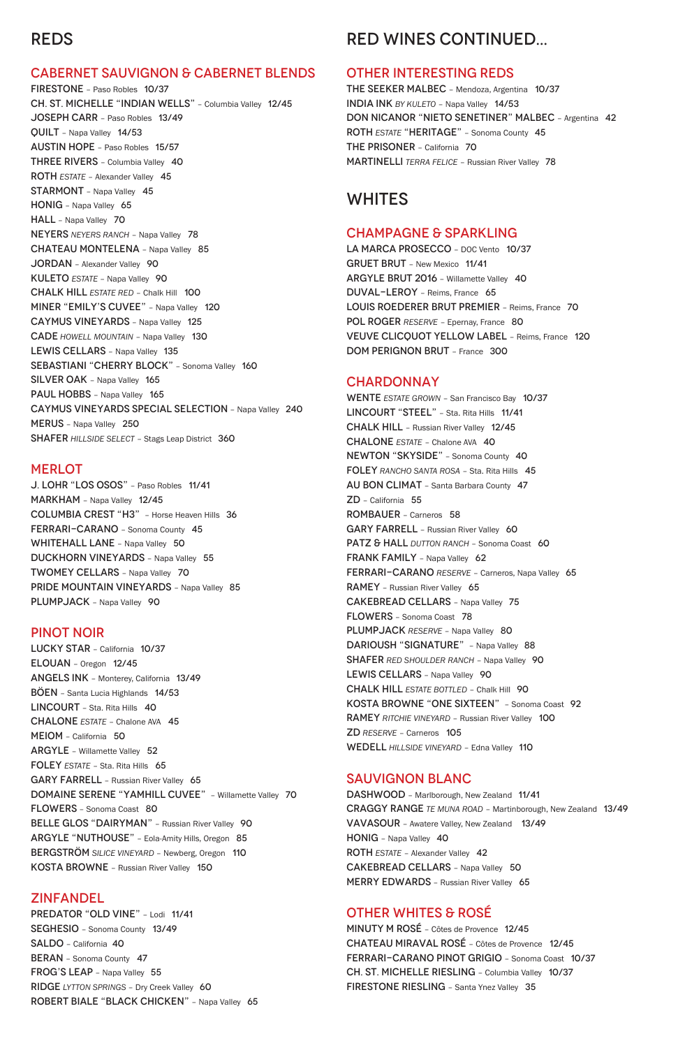# REDS

## CABERNET SAUVIGNON & CABERNET BLENDS

FIRESTONE – Paso Robles 10/37
CH. ST. MICHELLE "INDIAN WELLS" – Columbia Valley 12/45
JOSEPH CARR – Paso Robles 13/49
QUILT – Napa Valley 14/53
AUSTIN HOPE – Paso Robles 15/57
THREE RIVERS – Columbia Valley 40
ROTH *ESTATE* – Alexander Valley 45
STARMONT – Napa Valley 45
HONIG – Napa Valley 65
HALL – Napa Valley 70
NEYERS *NEYERS RANCH* – Napa Valley 78
CHATEAU MONTELENA – Napa Valley 85
JORDAN – Alexander Valley 90
KULETO *ESTATE* – Napa Valley 90
CHALK HILL *ESTATE RED* – Chalk Hill 100
MINER "EMILY'S CUVEE" – Napa Valley 120
CAYMUS VINEYARDS – Napa Valley 125
CADE *HOWELL MOUNTAIN* – Napa Valley 130
LEWIS CELLARS – Napa Valley 135
SEBASTIANI "CHERRY BLOCK" – Sonoma Valley 160
SILVER OAK – Napa Valley 165
PAUL HOBBS – Napa Valley 165
CAYMUS VINEYARDS SPECIAL SELECTION – Napa Valley 240
MERUS – Napa Valley 250
SHAFER *HILLSIDE SELECT* – Stags Leap District 360

## MERLOT

J. LOHR "LOS OSOS" – Paso Robles 11/41
MARKHAM – Napa Valley 12/45
COLUMBIA CREST "H3" – Horse Heaven Hills 36
FERRARI–CARANO – Sonoma County 45
WHITEHALL LANE – Napa Valley 50
DUCKHORN VINEYARDS – Napa Valley 55
TWOMEY CELLARS – Napa Valley 70
PRIDE MOUNTAIN VINEYARDS – Napa Valley 85
PLUMPJACK – Napa Valley 90

## PINOT NOIR

LUCKY STAR – California 10/37
ELOUAN – Oregon 12/45
ANGELS INK – Monterey, California 13/49
BÖEN – Santa Lucia Highlands 14/53
LINCOURT – Sta. Rita Hills 40
CHALONE *ESTATE* – Chalone AVA 45
MEIOM – California 50
ARGYLE – Willamette Valley 52
FOLEY *ESTATE* – Sta. Rita Hills 65
GARY FARRELL – Russian River Valley 65
DOMAINE SERENE "YAMHILL CUVEE" – Willamette Valley 70
FLOWERS – Sonoma Coast 80
BELLE GLOS "DAIRYMAN" – Russian River Valley 90
ARGYLE "NUTHOUSE" – Eola-Amity Hills, Oregon 85
BERGSTRÖM *SILICE VINEYARD* – Newberg, Oregon 110
KOSTA BROWNE – Russian River Valley 150

## ZINFANDEL

PREDATOR "OLD VINE" – Lodi 11/41
SEGHESIO – Sonoma County 13/49
SALDO – California 40
BERAN – Sonoma County 47
FROG'S LEAP – Napa Valley 55
RIDGE *LYTTON SPRINGS* – Dry Creek Valley 60
ROBERT BIALE "BLACK CHICKEN" – Napa Valley 65

# RED WINES CONTINUED...

## OTHER INTERESTING REDS

THE SEEKER MALBEC – Mendoza, Argentina 10/37
INDIA INK *BY KULETO* – Napa Valley 14/53
DON NICANOR "NIETO SENETINER" MALBEC – Argentina 42
ROTH *ESTATE* "HERITAGE" – Sonoma County 45
THE PRISONER – California 70
MARTINELLI *TERRA FELICE* – Russian River Valley 78

# WHITES

## CHAMPAGNE & SPARKLING

LA MARCA PROSECCO – DOC Vento 10/37
GRUET BRUT – New Mexico 11/41
ARGYLE BRUT 2016 – Willamette Valley 40
DUVAL–LEROY – Reims, France 65
LOUIS ROEDERER BRUT PREMIER – Reims, France 70
POL ROGER *RESERVE* – Epernay, France 80
VEUVE CLICQUOT YELLOW LABEL – Reims, France 120
DOM PERIGNON BRUT – France 300

## CHARDONNAY

WENTE *ESTATE GROWN* – San Francisco Bay 10/37
LINCOURT "STEEL" – Sta. Rita Hills 11/41
CHALK HILL – Russian River Valley 12/45
CHALONE *ESTATE* – Chalone AVA 40
NEWTON "SKYSIDE" – Sonoma County 40
FOLEY *RANCHO SANTA ROSA* – Sta. Rita Hills 45
AU BON CLIMAT – Santa Barbara County 47
ZD – California 55
ROMBAUER – Carneros 58
GARY FARRELL – Russian River Valley 60
PATZ & HALL *DUTTON RANCH* – Sonoma Coast 60
FRANK FAMILY – Napa Valley 62
FERRARI–CARANO *RESERVE* – Carneros, Napa Valley 65
RAMEY – Russian River Valley 65
CAKEBREAD CELLARS – Napa Valley 75
FLOWERS – Sonoma Coast 78
PLUMPJACK *RESERVE* – Napa Valley 80
DARIOUSH "SIGNATURE" – Napa Valley 88
SHAFER *RED SHOULDER RANCH* – Napa Valley 90
LEWIS CELLARS – Napa Valley 90
CHALK HILL *ESTATE BOTTLED* – Chalk Hill 90
KOSTA BROWNE "ONE SIXTEEN" – Sonoma Coast 92
RAMEY *RITCHIE VINEYARD* – Russian River Valley 100
ZD *RESERVE* – Carneros 105
WEDELL *HILLSIDE VINEYARD* – Edna Valley 110

## SAUVIGNON BLANC

DASHWOOD – Marlborough, New Zealand 11/41
CRAGGY RANGE *TE MUNA ROAD* – Martinborough, New Zealand 13/49
VAVASOUR – Awatere Valley, New Zealand 13/49
HONIG – Napa Valley 40
ROTH *ESTATE* – Alexander Valley 42
CAKEBREAD CELLARS – Napa Valley 50
MERRY EDWARDS – Russian River Valley 65

## OTHER WHITES & ROSÉ

MINUTY M ROSÉ – Côtes de Provence 12/45
CHATEAU MIRAVAL ROSÉ – Côtes de Provence 12/45
FERRARI–CARANO PINOT GRIGIO – Sonoma Coast 10/37
CH. ST. MICHELLE RIESLING – Columbia Valley 10/37
FIRESTONE RIESLING – Santa Ynez Valley 35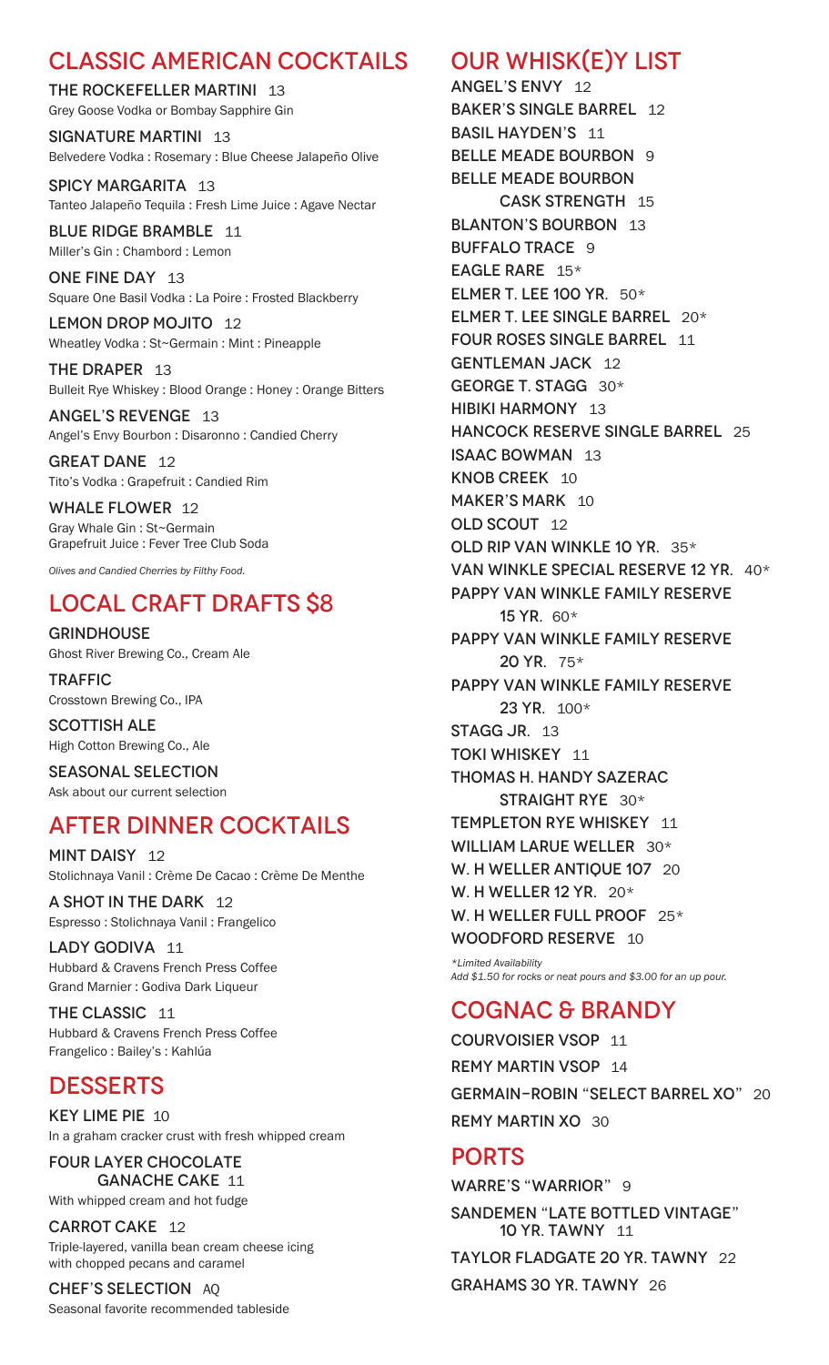## CLASSIC AMERICAN COCKTAILS

**THE ROCKEFELLER MARTINI** 13
Grey Goose Vodka or Bombay Sapphire Gin

**SIGNATURE MARTINI** 13
Belvedere Vodka : Rosemary : Blue Cheese Jalapeño Olive

**SPICY MARGARITA** 13
Tanteo Jalapeño Tequila : Fresh Lime Juice : Agave Nectar

**BLUE RIDGE BRAMBLE** 11
Miller's Gin : Chambord : Lemon

**ONE FINE DAY** 13
Square One Basil Vodka : La Poire : Frosted Blackberry

**LEMON DROP MOJITO** 12
Wheatley Vodka : St~Germain : Mint : Pineapple

**THE DRAPER** 13
Bulleit Rye Whiskey : Blood Orange : Honey : Orange Bitters

**ANGEL'S REVENGE** 13
Angel's Envy Bourbon : Disaronno : Candied Cherry

**GREAT DANE** 12
Tito's Vodka : Grapefruit : Candied Rim

**WHALE FLOWER** 12
Gray Whale Gin : St~Germain
Grapefruit Juice : Fever Tree Club Soda

*Olives and Candied Cherries by Filthy Food.*

## LOCAL CRAFT DRAFTS $8

**GRINDHOUSE**
Ghost River Brewing Co., Cream Ale

**TRAFFIC**
Crosstown Brewing Co., IPA

**SCOTTISH ALE**
High Cotton Brewing Co., Ale

**SEASONAL SELECTION**
Ask about our current selection

## AFTER DINNER COCKTAILS

**MINT DAISY** 12
Stolichnaya Vanil : Crème De Cacao : Crème De Menthe

**A SHOT IN THE DARK** 12
Espresso : Stolichnaya Vanil : Frangelico

**LADY GODIVA** 11
Hubbard & Cravens French Press Coffee
Grand Marnier : Godiva Dark Liqueur

**THE CLASSIC** 11
Hubbard & Cravens French Press Coffee
Frangelico : Bailey's : Kahlúa

## DESSERTS

**KEY LIME PIE** 10
In a graham cracker crust with fresh whipped cream

**FOUR LAYER CHOCOLATE GANACHE CAKE** 11
With whipped cream and hot fudge

**CARROT CAKE** 12
Triple-layered, vanilla bean cream cheese icing with chopped pecans and caramel

**CHEF'S SELECTION** AQ
Seasonal favorite recommended tableside

## OUR WHISK(E)Y LIST

- ANGEL'S ENVY 12
- BAKER'S SINGLE BARREL 12
- BASIL HAYDEN'S 11
- BELLE MEADE BOURBON 9
- BELLE MEADE BOURBON CASK STRENGTH 15
- BLANTON'S BOURBON 13
- BUFFALO TRACE 9
- EAGLE RARE 15*
- ELMER T. LEE 100 YR. 50*
- ELMER T. LEE SINGLE BARREL 20*
- FOUR ROSES SINGLE BARREL 11
- GENTLEMAN JACK 12
- GEORGE T. STAGG 30*
- HIBIKI HARMONY 13
- HANCOCK RESERVE SINGLE BARREL 25
- ISAAC BOWMAN 13
- KNOB CREEK 10
- MAKER'S MARK 10
- OLD SCOUT 12
- OLD RIP VAN WINKLE 10 YR. 35*
- VAN WINKLE SPECIAL RESERVE 12 YR. 40*
- PAPPY VAN WINKLE FAMILY RESERVE 15 YR. 60*
- PAPPY VAN WINKLE FAMILY RESERVE 20 YR. 75*
- PAPPY VAN WINKLE FAMILY RESERVE 23 YR. 100*
- STAGG JR. 13
- TOKI WHISKEY 11
- THOMAS H. HANDY SAZERAC STRAIGHT RYE 30*
- TEMPLETON RYE WHISKEY 11
- WILLIAM LARUE WELLER 30*
- W. H WELLER ANTIQUE 107 20
- W. H WELLER 12 YR. 20*
- W. H WELLER FULL PROOF 25*
- WOODFORD RESERVE 10

*\*Limited Availability*
*Add $1.50 for rocks or neat pours and $3.00 for an up pour.*

## COGNAC & BRANDY

- COURVOISIER VSOP 11
- REMY MARTIN VSOP 14
- GERMAIN-ROBIN "SELECT BARREL XO" 20
- REMY MARTIN XO 30

## PORTS

- WARRE'S "WARRIOR" 9
- SANDEMEN "LATE BOTTLED VINTAGE" 10 YR. TAWNY 11
- TAYLOR FLADGATE 20 YR. TAWNY 22
- GRAHAMS 30 YR. TAWNY 26